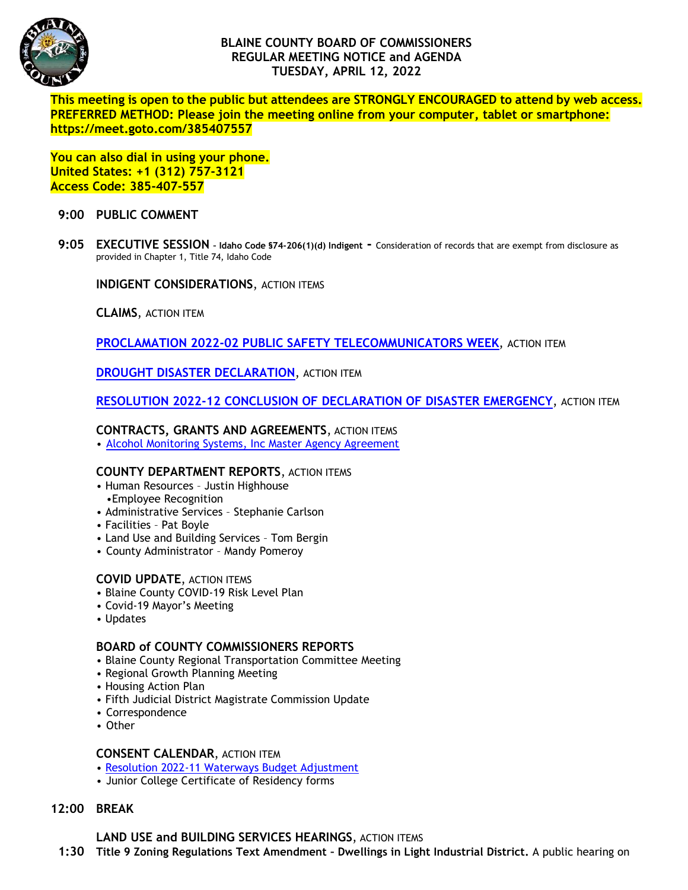# BLAINE COUNTY BOARD OF COMMISSIONERS
## REGULAR MEETING NOTICE and AGENDA
## TUESDAY, APRIL 12, 2022

**This meeting is open to the public but attendees are STRONGLY ENCOURAGED to attend by web access.**
**PREFERRED METHOD: Please join the meeting online from your computer, tablet or smartphone:**
**https://meet.goto.com/385407557**

**You can also dial in using your phone.**
**United States: +1 (312) 757-3121**
**Access Code: 385-407-557**

**9:00 PUBLIC COMMENT**

**9:05 EXECUTIVE SESSION** - **Idaho Code §74-206(1)(d) Indigent** - Consideration of records that are exempt from disclosure as provided in Chapter 1, Title 74, Idaho Code

**INDIGENT CONSIDERATIONS**, ACTION ITEMS

**CLAIMS**, ACTION ITEM

**PROCLAMATION 2022-02 PUBLIC SAFETY TELECOMMUNICATORS WEEK**, ACTION ITEM

**DROUGHT DISASTER DECLARATION**, ACTION ITEM

**RESOLUTION 2022-12 CONCLUSION OF DECLARATION OF DISASTER EMERGENCY**, ACTION ITEM

**CONTRACTS, GRANTS AND AGREEMENTS**, ACTION ITEMS
- Alcohol Monitoring Systems, Inc Master Agency Agreement

**COUNTY DEPARTMENT REPORTS**, ACTION ITEMS
- Human Resources – Justin Highhouse
  - Employee Recognition
- Administrative Services – Stephanie Carlson
- Facilities – Pat Boyle
- Land Use and Building Services – Tom Bergin
- County Administrator – Mandy Pomeroy

**COVID UPDATE**, ACTION ITEMS
- Blaine County COVID-19 Risk Level Plan
- Covid-19 Mayor's Meeting
- Updates

**BOARD of COUNTY COMMISSIONERS REPORTS**
- Blaine County Regional Transportation Committee Meeting
- Regional Growth Planning Meeting
- Housing Action Plan
- Fifth Judicial District Magistrate Commission Update
- Correspondence
- Other

**CONSENT CALENDAR**, ACTION ITEM
- Resolution 2022-11 Waterways Budget Adjustment
- Junior College Certificate of Residency forms

**12:00 BREAK**

**LAND USE and BUILDING SERVICES HEARINGS**, ACTION ITEMS

**1:30 Title 9 Zoning Regulations Text Amendment – Dwellings in Light Industrial District.** A public hearing on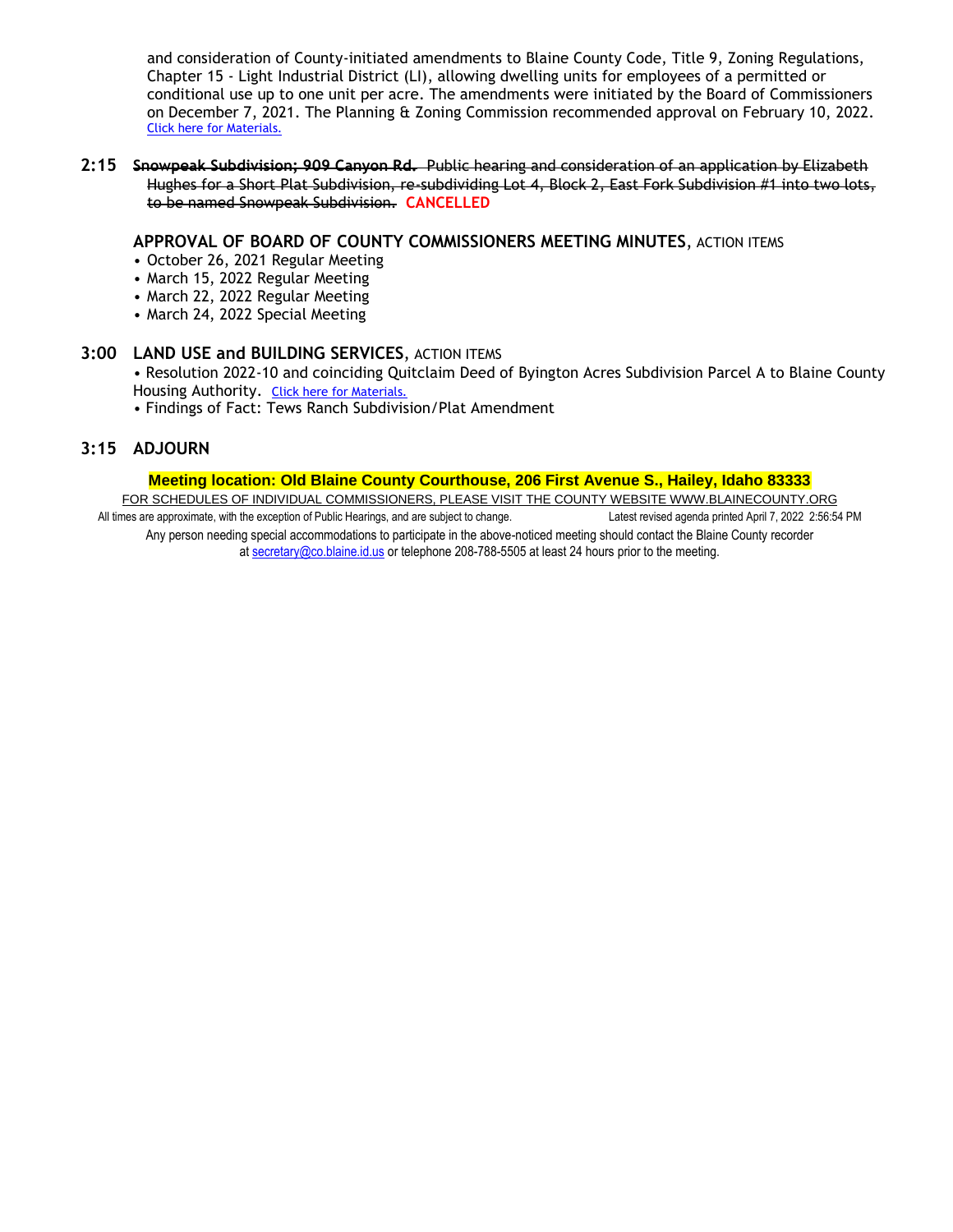and consideration of County-initiated amendments to Blaine County Code, Title 9, Zoning Regulations, Chapter 15 - Light Industrial District (LI), allowing dwelling units for employees of a permitted or conditional use up to one unit per acre. The amendments were initiated by the Board of Commissioners on December 7, 2021. The Planning & Zoning Commission recommended approval on February 10, 2022. Click here for Materials.

**2:15** ~~**Snowpeak Subdivision; 909 Canyon Rd.** Public hearing and consideration of an application by Elizabeth Hughes for a Short Plat Subdivision, re-subdividing Lot 4, Block 2, East Fork Subdivision #1 into two lots, to be named Snowpeak Subdivision.~~ **CANCELLED**

**APPROVAL OF BOARD OF COUNTY COMMISSIONERS MEETING MINUTES**, ACTION ITEMS

- October 26, 2021 Regular Meeting
- March 15, 2022 Regular Meeting
- March 22, 2022 Regular Meeting
- March 24, 2022 Special Meeting

**3:00 LAND USE and BUILDING SERVICES**, ACTION ITEMS

- Resolution 2022-10 and coinciding Quitclaim Deed of Byington Acres Subdivision Parcel A to Blaine County Housing Authority. Click here for Materials.
- Findings of Fact: Tews Ranch Subdivision/Plat Amendment

**3:15 ADJOURN**

**Meeting location: Old Blaine County Courthouse, 206 First Avenue S., Hailey, Idaho 83333**

FOR SCHEDULES OF INDIVIDUAL COMMISSIONERS, PLEASE VISIT THE COUNTY WEBSITE WWW.BLAINECOUNTY.ORG

All times are approximate, with the exception of Public Hearings, and are subject to change. Latest revised agenda printed April 7, 2022 2:56:54 PM

Any person needing special accommodations to participate in the above-noticed meeting should contact the Blaine County recorder at secretary@co.blaine.id.us or telephone 208-788-5505 at least 24 hours prior to the meeting.